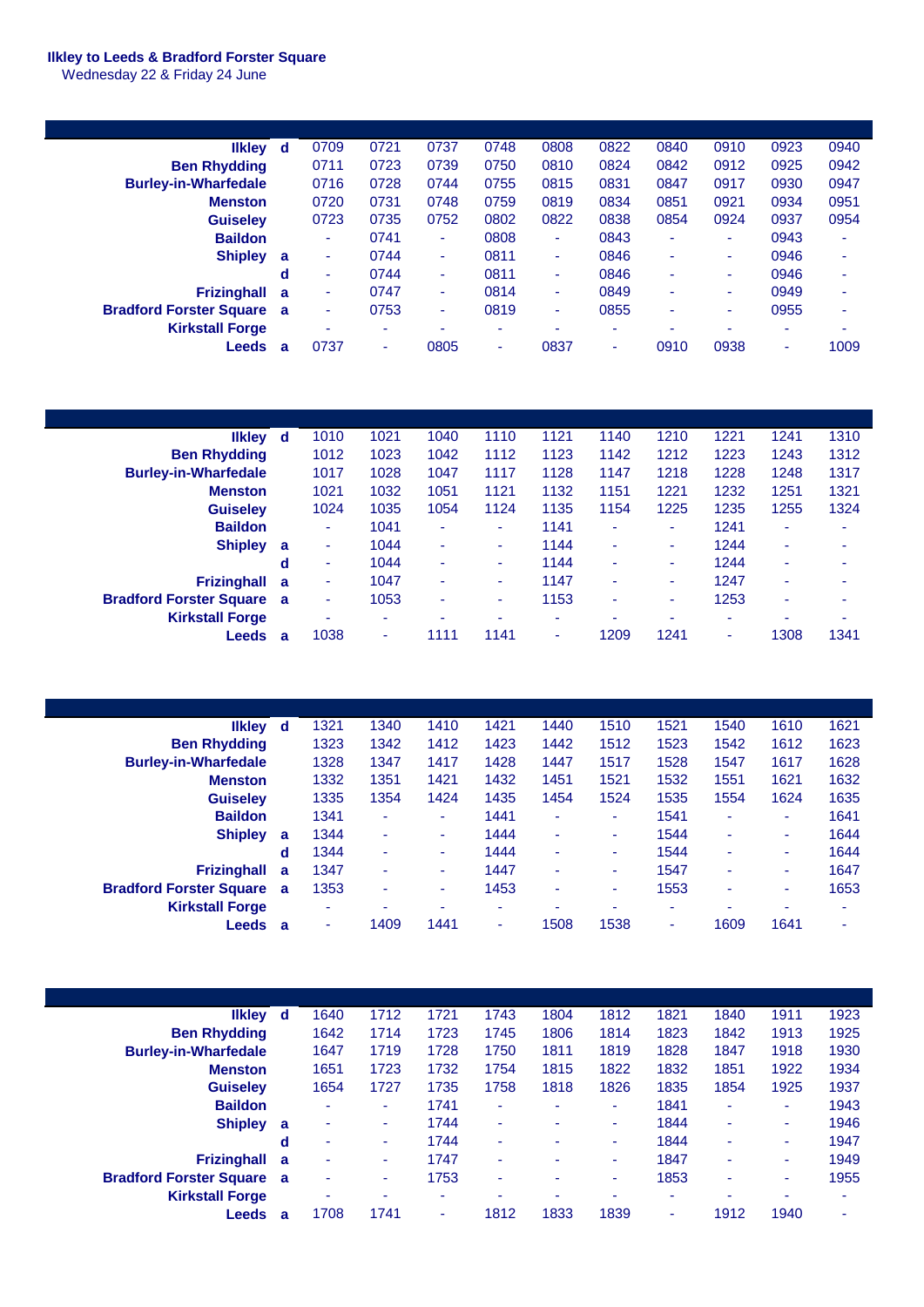**Ilkley to Leeds & Bradford Forster Square**
Wednesday 22 & Friday 24 June

| Station | | | | | | | | | | | |
|---|---|---|---|---|---|---|---|---|---|---|---|
| **Ilkley** | **d** | 0709 | 0721 | 0737 | 0748 | 0808 | 0822 | 0840 | 0910 | 0923 | 0940 |
| **Ben Rhydding** | | 0711 | 0723 | 0739 | 0750 | 0810 | 0824 | 0842 | 0912 | 0925 | 0942 |
| **Burley-in-Wharfedale** | | 0716 | 0728 | 0744 | 0755 | 0815 | 0831 | 0847 | 0917 | 0930 | 0947 |
| **Menston** | | 0720 | 0731 | 0748 | 0759 | 0819 | 0834 | 0851 | 0921 | 0934 | 0951 |
| **Guiseley** | | 0723 | 0735 | 0752 | 0802 | 0822 | 0838 | 0854 | 0924 | 0937 | 0954 |
| **Baildon** | | - | 0741 | - | 0808 | - | 0843 | - | - | 0943 | - |
| **Shipley** | **a** | - | 0744 | - | 0811 | - | 0846 | - | - | 0946 | - |
| | **d** | - | 0744 | - | 0811 | - | 0846 | - | - | 0946 | - |
| **Frizinghall** | **a** | - | 0747 | - | 0814 | - | 0849 | - | - | 0949 | - |
| **Bradford Forster Square** | **a** | - | 0753 | - | 0819 | - | 0855 | - | - | 0955 | - |
| **Kirkstall Forge** | | - | - | - | - | - | - | - | - | - | - |
| **Leeds** | **a** | 0737 | - | 0805 | - | 0837 | - | 0910 | 0938 | - | 1009 |

| Station | | | | | | | | | | | |
|---|---|---|---|---|---|---|---|---|---|---|---|
| **Ilkley** | **d** | 1010 | 1021 | 1040 | 1110 | 1121 | 1140 | 1210 | 1221 | 1241 | 1310 |
| **Ben Rhydding** | | 1012 | 1023 | 1042 | 1112 | 1123 | 1142 | 1212 | 1223 | 1243 | 1312 |
| **Burley-in-Wharfedale** | | 1017 | 1028 | 1047 | 1117 | 1128 | 1147 | 1218 | 1228 | 1248 | 1317 |
| **Menston** | | 1021 | 1032 | 1051 | 1121 | 1132 | 1151 | 1221 | 1232 | 1251 | 1321 |
| **Guiseley** | | 1024 | 1035 | 1054 | 1124 | 1135 | 1154 | 1225 | 1235 | 1255 | 1324 |
| **Baildon** | | - | 1041 | - | - | 1141 | - | - | 1241 | - | - |
| **Shipley** | **a** | - | 1044 | - | - | 1144 | - | - | 1244 | - | - |
| | **d** | - | 1044 | - | - | 1144 | - | - | 1244 | - | - |
| **Frizinghall** | **a** | - | 1047 | - | - | 1147 | - | - | 1247 | - | - |
| **Bradford Forster Square** | **a** | - | 1053 | - | - | 1153 | - | - | 1253 | - | - |
| **Kirkstall Forge** | | - | - | - | - | - | - | - | - | - | - |
| **Leeds** | **a** | 1038 | - | 1111 | 1141 | - | 1209 | 1241 | - | 1308 | 1341 |

| Station | | | | | | | | | | | |
|---|---|---|---|---|---|---|---|---|---|---|---|
| **Ilkley** | **d** | 1321 | 1340 | 1410 | 1421 | 1440 | 1510 | 1521 | 1540 | 1610 | 1621 |
| **Ben Rhydding** | | 1323 | 1342 | 1412 | 1423 | 1442 | 1512 | 1523 | 1542 | 1612 | 1623 |
| **Burley-in-Wharfedale** | | 1328 | 1347 | 1417 | 1428 | 1447 | 1517 | 1528 | 1547 | 1617 | 1628 |
| **Menston** | | 1332 | 1351 | 1421 | 1432 | 1451 | 1521 | 1532 | 1551 | 1621 | 1632 |
| **Guiseley** | | 1335 | 1354 | 1424 | 1435 | 1454 | 1524 | 1535 | 1554 | 1624 | 1635 |
| **Baildon** | | 1341 | - | - | 1441 | - | - | 1541 | - | - | 1641 |
| **Shipley** | **a** | 1344 | - | - | 1444 | - | - | 1544 | - | - | 1644 |
| | **d** | 1344 | - | - | 1444 | - | - | 1544 | - | - | 1644 |
| **Frizinghall** | **a** | 1347 | - | - | 1447 | - | - | 1547 | - | - | 1647 |
| **Bradford Forster Square** | **a** | 1353 | - | - | 1453 | - | - | 1553 | - | - | 1653 |
| **Kirkstall Forge** | | - | - | - | - | - | - | - | - | - | - |
| **Leeds** | **a** | - | 1409 | 1441 | - | 1508 | 1538 | - | 1609 | 1641 | - |

| Station | | | | | | | | | | | |
|---|---|---|---|---|---|---|---|---|---|---|---|
| **Ilkley** | **d** | 1640 | 1712 | 1721 | 1743 | 1804 | 1812 | 1821 | 1840 | 1911 | 1923 |
| **Ben Rhydding** | | 1642 | 1714 | 1723 | 1745 | 1806 | 1814 | 1823 | 1842 | 1913 | 1925 |
| **Burley-in-Wharfedale** | | 1647 | 1719 | 1728 | 1750 | 1811 | 1819 | 1828 | 1847 | 1918 | 1930 |
| **Menston** | | 1651 | 1723 | 1732 | 1754 | 1815 | 1822 | 1832 | 1851 | 1922 | 1934 |
| **Guiseley** | | 1654 | 1727 | 1735 | 1758 | 1818 | 1826 | 1835 | 1854 | 1925 | 1937 |
| **Baildon** | | - | - | 1741 | - | - | - | 1841 | - | - | 1943 |
| **Shipley** | **a** | - | - | 1744 | - | - | - | 1844 | - | - | 1946 |
| | **d** | - | - | 1744 | - | - | - | 1844 | - | - | 1947 |
| **Frizinghall** | **a** | - | - | 1747 | - | - | - | 1847 | - | - | 1949 |
| **Bradford Forster Square** | **a** | - | - | 1753 | - | - | - | 1853 | - | - | 1955 |
| **Kirkstall Forge** | | - | - | - | - | - | - | - | - | - | - |
| **Leeds** | **a** | 1708 | 1741 | - | 1812 | 1833 | 1839 | - | 1912 | 1940 | - |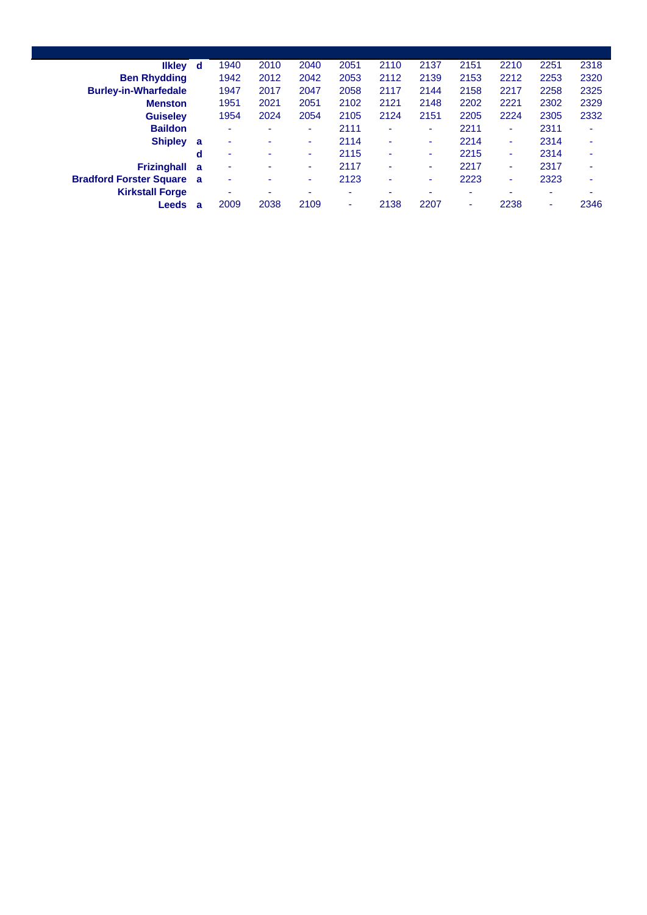| | | | | | | | | | | | |
|---|---|---|---|---|---|---|---|---|---|---|---|
| **Ilkley** | **d** | 1940 | 2010 | 2040 | 2051 | 2110 | 2137 | 2151 | 2210 | 2251 | 2318 |
| **Ben Rhydding** | | 1942 | 2012 | 2042 | 2053 | 2112 | 2139 | 2153 | 2212 | 2253 | 2320 |
| **Burley-in-Wharfedale** | | 1947 | 2017 | 2047 | 2058 | 2117 | 2144 | 2158 | 2217 | 2258 | 2325 |
| **Menston** | | 1951 | 2021 | 2051 | 2102 | 2121 | 2148 | 2202 | 2221 | 2302 | 2329 |
| **Guiseley** | | 1954 | 2024 | 2054 | 2105 | 2124 | 2151 | 2205 | 2224 | 2305 | 2332 |
| **Baildon** | | - | - | - | 2111 | - | - | 2211 | - | 2311 | - |
| **Shipley** | **a** | - | - | - | 2114 | - | - | 2214 | - | 2314 | - |
| | **d** | - | - | - | 2115 | - | - | 2215 | - | 2314 | - |
| **Frizinghall** | **a** | - | - | - | 2117 | - | - | 2217 | - | 2317 | - |
| **Bradford Forster Square** | **a** | - | - | - | 2123 | - | - | 2223 | - | 2323 | - |
| **Kirkstall Forge** | | - | - | - | - | - | - | - | - | - | - |
| **Leeds** | **a** | 2009 | 2038 | 2109 | - | 2138 | 2207 | - | 2238 | - | 2346 |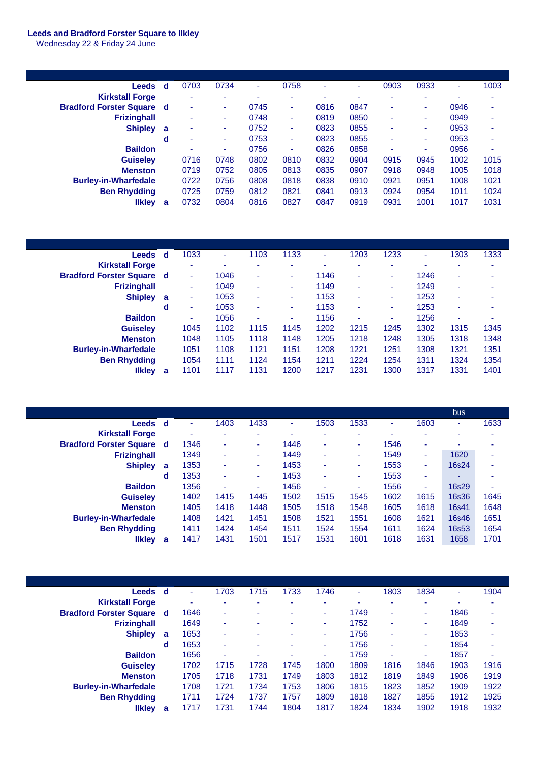**Leeds and Bradford Forster Square to Ilkley**
Wednesday 22 & Friday 24 June

| | | | | | | | | | | | |
|---|---|---|---|---|---|---|---|---|---|---|---|
| **Leeds** | **d** | 0703 | 0734 | - | 0758 | - | - | 0903 | 0933 | - | 1003 |
| **Kirkstall Forge** | | - | - | - | - | - | - | - | - | - | - |
| **Bradford Forster Square** | **d** | - | - | 0745 | - | 0816 | 0847 | - | - | 0946 | - |
| **Frizinghall** | | - | - | 0748 | - | 0819 | 0850 | - | - | 0949 | - |
| **Shipley** | **a** | - | - | 0752 | - | 0823 | 0855 | - | - | 0953 | - |
| | **d** | - | - | 0753 | - | 0823 | 0855 | - | - | 0953 | - |
| **Baildon** | | - | - | 0756 | - | 0826 | 0858 | - | - | 0956 | - |
| **Guiseley** | | 0716 | 0748 | 0802 | 0810 | 0832 | 0904 | 0915 | 0945 | 1002 | 1015 |
| **Menston** | | 0719 | 0752 | 0805 | 0813 | 0835 | 0907 | 0918 | 0948 | 1005 | 1018 |
| **Burley-in-Wharfedale** | | 0722 | 0756 | 0808 | 0818 | 0838 | 0910 | 0921 | 0951 | 1008 | 1021 |
| **Ben Rhydding** | | 0725 | 0759 | 0812 | 0821 | 0841 | 0913 | 0924 | 0954 | 1011 | 1024 |
| **Ilkley** | **a** | 0732 | 0804 | 0816 | 0827 | 0847 | 0919 | 0931 | 1001 | 1017 | 1031 |

| | | | | | | | | | | | |
|---|---|---|---|---|---|---|---|---|---|---|---|
| **Leeds** | **d** | 1033 | - | 1103 | 1133 | - | 1203 | 1233 | - | 1303 | 1333 |
| **Kirkstall Forge** | | - | - | - | - | - | - | - | - | - | - |
| **Bradford Forster Square** | **d** | - | 1046 | - | - | 1146 | - | - | 1246 | - | - |
| **Frizinghall** | | - | 1049 | - | - | 1149 | - | - | 1249 | - | - |
| **Shipley** | **a** | - | 1053 | - | - | 1153 | - | - | 1253 | - | - |
| | **d** | - | 1053 | - | - | 1153 | - | - | 1253 | - | - |
| **Baildon** | | - | 1056 | - | - | 1156 | - | - | 1256 | - | - |
| **Guiseley** | | 1045 | 1102 | 1115 | 1145 | 1202 | 1215 | 1245 | 1302 | 1315 | 1345 |
| **Menston** | | 1048 | 1105 | 1118 | 1148 | 1205 | 1218 | 1248 | 1305 | 1318 | 1348 |
| **Burley-in-Wharfedale** | | 1051 | 1108 | 1121 | 1151 | 1208 | 1221 | 1251 | 1308 | 1321 | 1351 |
| **Ben Rhydding** | | 1054 | 1111 | 1124 | 1154 | 1211 | 1224 | 1254 | 1311 | 1324 | 1354 |
| **Ilkley** | **a** | 1101 | 1117 | 1131 | 1200 | 1217 | 1231 | 1300 | 1317 | 1331 | 1401 |

| | | | | | | | | | | bus | |
|---|---|---|---|---|---|---|---|---|---|---|---|
| **Leeds** | **d** | - | 1403 | 1433 | - | 1503 | 1533 | - | 1603 | - | 1633 |
| **Kirkstall Forge** | | - | - | - | - | - | - | - | - | - | - |
| **Bradford Forster Square** | **d** | 1346 | - | - | 1446 | - | - | 1546 | - | - | - |
| **Frizinghall** | | 1349 | - | - | 1449 | - | - | 1549 | - | 1620 | - |
| **Shipley** | **a** | 1353 | - | - | 1453 | - | - | 1553 | - | 16s24 | - |
| | **d** | 1353 | - | - | 1453 | - | - | 1553 | - | - | - |
| **Baildon** | | 1356 | - | - | 1456 | - | - | 1556 | - | 16s29 | - |
| **Guiseley** | | 1402 | 1415 | 1445 | 1502 | 1515 | 1545 | 1602 | 1615 | 16s36 | 1645 |
| **Menston** | | 1405 | 1418 | 1448 | 1505 | 1518 | 1548 | 1605 | 1618 | 16s41 | 1648 |
| **Burley-in-Wharfedale** | | 1408 | 1421 | 1451 | 1508 | 1521 | 1551 | 1608 | 1621 | 16s46 | 1651 |
| **Ben Rhydding** | | 1411 | 1424 | 1454 | 1511 | 1524 | 1554 | 1611 | 1624 | 16s53 | 1654 |
| **Ilkley** | **a** | 1417 | 1431 | 1501 | 1517 | 1531 | 1601 | 1618 | 1631 | 1658 | 1701 |

| | | | | | | | | | | | |
|---|---|---|---|---|---|---|---|---|---|---|---|
| **Leeds** | **d** | - | 1703 | 1715 | 1733 | 1746 | - | 1803 | 1834 | - | 1904 |
| **Kirkstall Forge** | | - | - | - | - | - | - | - | - | - | - |
| **Bradford Forster Square** | **d** | 1646 | - | - | - | - | 1749 | - | - | 1846 | - |
| **Frizinghall** | | 1649 | - | - | - | - | 1752 | - | - | 1849 | - |
| **Shipley** | **a** | 1653 | - | - | - | - | 1756 | - | - | 1853 | - |
| | **d** | 1653 | - | - | - | - | 1756 | - | - | 1854 | - |
| **Baildon** | | 1656 | - | - | - | - | 1759 | - | - | 1857 | - |
| **Guiseley** | | 1702 | 1715 | 1728 | 1745 | 1800 | 1809 | 1816 | 1846 | 1903 | 1916 |
| **Menston** | | 1705 | 1718 | 1731 | 1749 | 1803 | 1812 | 1819 | 1849 | 1906 | 1919 |
| **Burley-in-Wharfedale** | | 1708 | 1721 | 1734 | 1753 | 1806 | 1815 | 1823 | 1852 | 1909 | 1922 |
| **Ben Rhydding** | | 1711 | 1724 | 1737 | 1757 | 1809 | 1818 | 1827 | 1855 | 1912 | 1925 |
| **Ilkley** | **a** | 1717 | 1731 | 1744 | 1804 | 1817 | 1824 | 1834 | 1902 | 1918 | 1932 |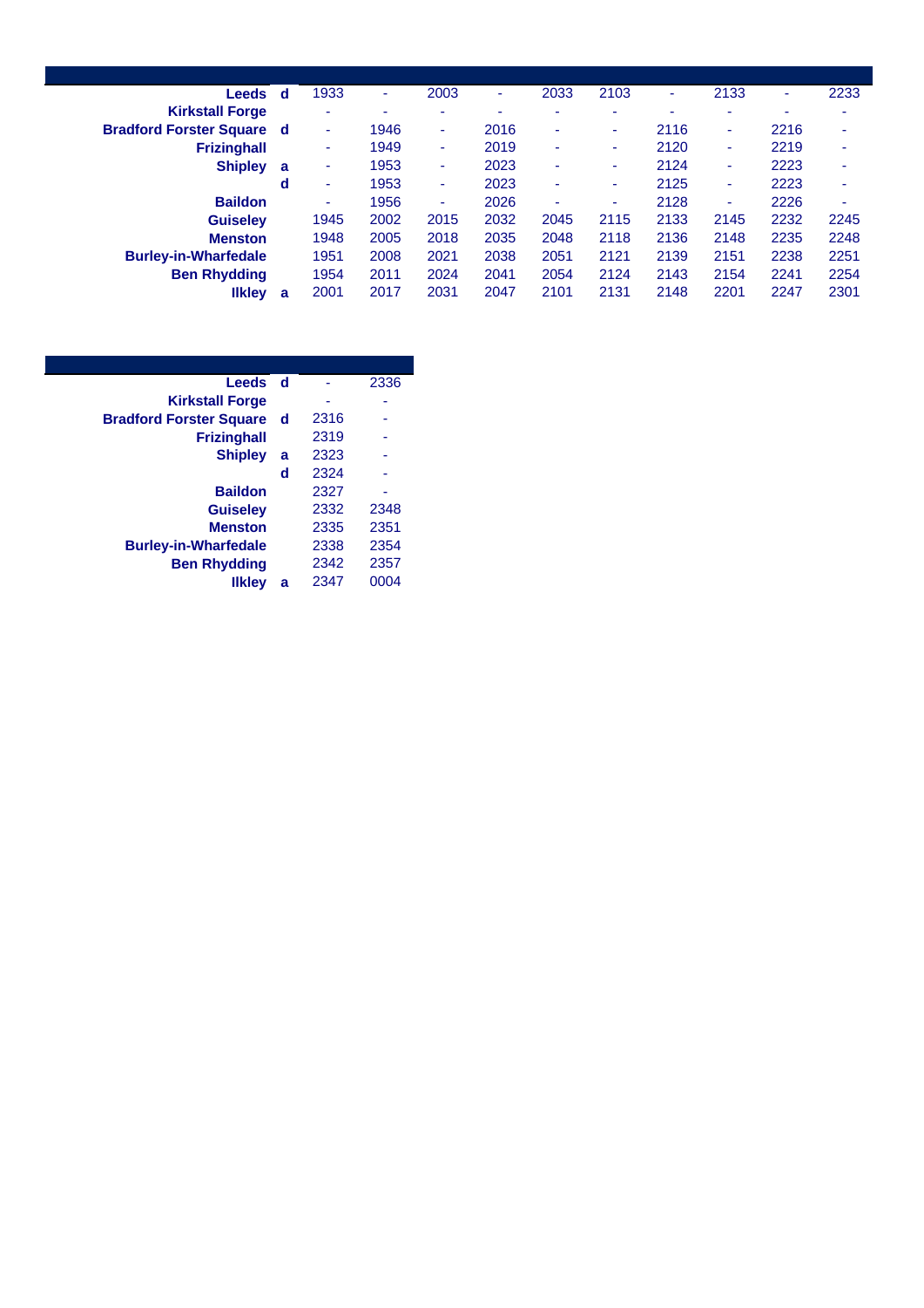| | | | | | | | | | | | |
|---|---|---|---|---|---|---|---|---|---|---|---|
| Leeds | d | 1933 | - | 2003 | - | 2033 | 2103 | - | 2133 | - | 2233 |
| Kirkstall Forge | | - | - | - | - | - | - | - | - | - | - |
| Bradford Forster Square | d | - | 1946 | - | 2016 | - | - | 2116 | - | 2216 | - |
| Frizinghall | | - | 1949 | - | 2019 | - | - | 2120 | - | 2219 | - |
| Shipley | a | - | 1953 | - | 2023 | - | - | 2124 | - | 2223 | - |
| | d | - | 1953 | - | 2023 | - | - | 2125 | - | 2223 | - |
| Baildon | | - | 1956 | - | 2026 | - | - | 2128 | - | 2226 | - |
| Guiseley | | 1945 | 2002 | 2015 | 2032 | 2045 | 2115 | 2133 | 2145 | 2232 | 2245 |
| Menston | | 1948 | 2005 | 2018 | 2035 | 2048 | 2118 | 2136 | 2148 | 2235 | 2248 |
| Burley-in-Wharfedale | | 1951 | 2008 | 2021 | 2038 | 2051 | 2121 | 2139 | 2151 | 2238 | 2251 |
| Ben Rhydding | | 1954 | 2011 | 2024 | 2041 | 2054 | 2124 | 2143 | 2154 | 2241 | 2254 |
| Ilkley | a | 2001 | 2017 | 2031 | 2047 | 2101 | 2131 | 2148 | 2201 | 2247 | 2301 |

| | | | |
|---|---|---|---|
| Leeds | d | - | 2336 |
| Kirkstall Forge | | - | - |
| Bradford Forster Square | d | 2316 | - |
| Frizinghall | | 2319 | - |
| Shipley | a | 2323 | - |
| | d | 2324 | - |
| Baildon | | 2327 | - |
| Guiseley | | 2332 | 2348 |
| Menston | | 2335 | 2351 |
| Burley-in-Wharfedale | | 2338 | 2354 |
| Ben Rhydding | | 2342 | 2357 |
| Ilkley | a | 2347 | 0004 |